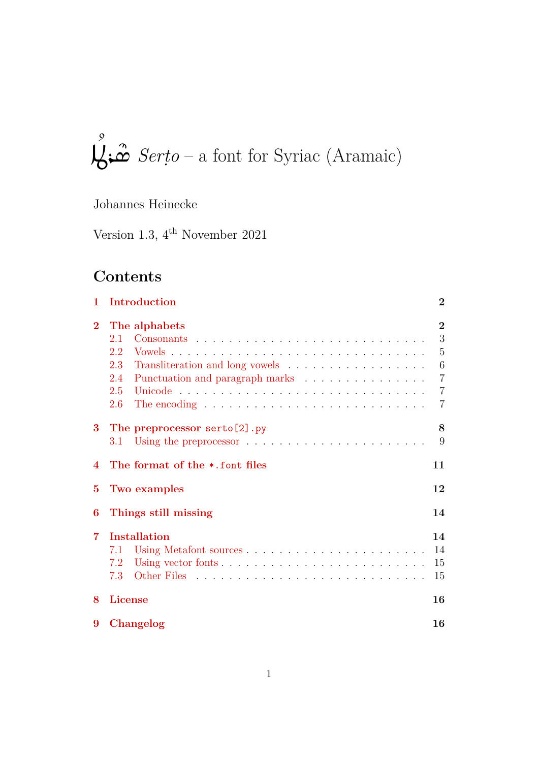# ܣܶܪܛܳܐ *Serṭo* – a font for Syriac (Aramaic)

Johannes Heinecke

Version 1.3, 4th November 2021

## Contents

1 Introduction 2

2 The alphabets 2
- 2.1 Consonants 3
- 2.2 Vowels 5
- 2.3 Transliteration and long vowels 6
- 2.4 Punctuation and paragraph marks 7
- 2.5 Unicode 7
- 2.6 The encoding 7

3 The preprocessor `serto[2].py` 8
- 3.1 Using the preprocessor 9

4 The format of the `*.font` files 11

5 Two examples 12

6 Things still missing 14

7 Installation 14
- 7.1 Using Metafont sources 14
- 7.2 Using vector fonts 15
- 7.3 Other Files 15

8 License 16

9 Changelog 16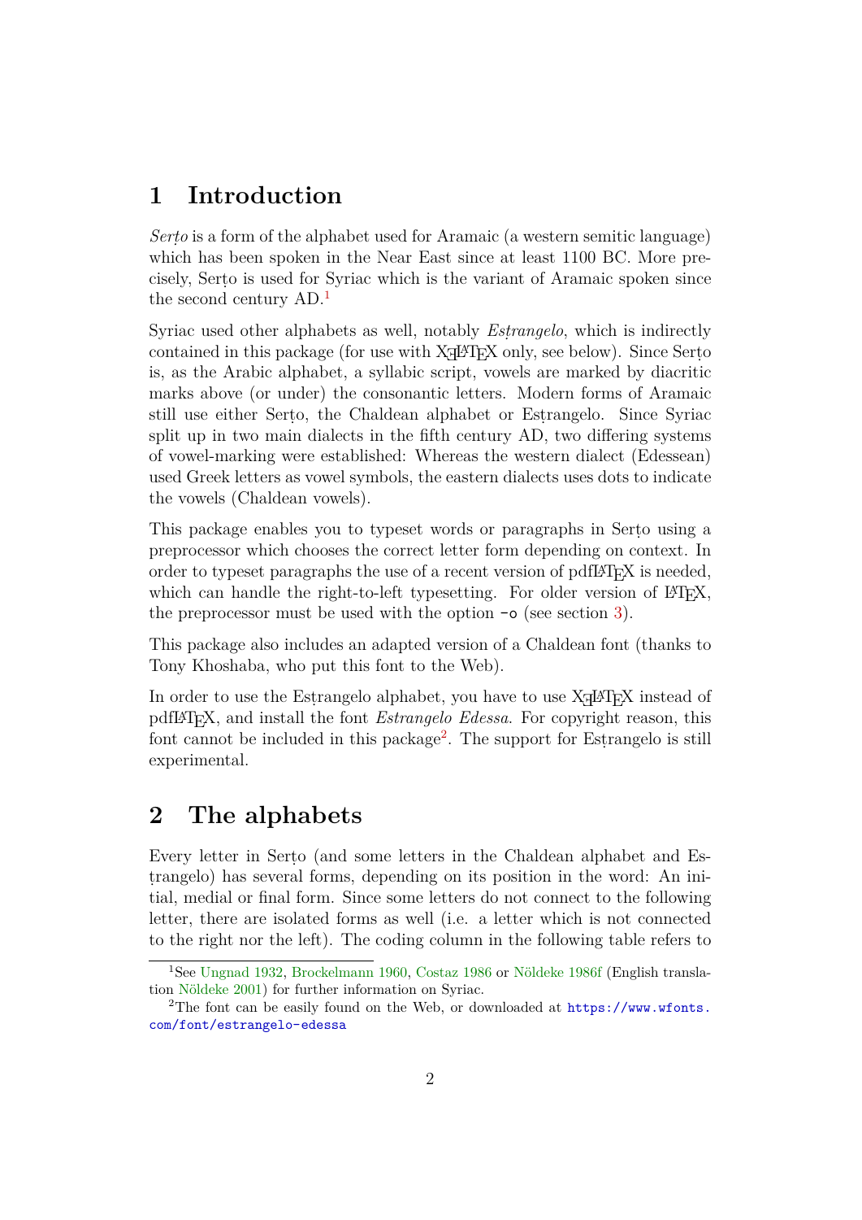# 1 Introduction

*Serṭo* is a form of the alphabet used for Aramaic (a western semitic language) which has been spoken in the Near East since at least 1100 BC. More precisely, Serṭo is used for Syriac which is the variant of Aramaic spoken since the second century AD.[1]

Syriac used other alphabets as well, notably *Esṭrangelo*, which is indirectly contained in this package (for use with XƎLaTeX only, see below). Since Serṭo is, as the Arabic alphabet, a syllabic script, vowels are marked by diacritic marks above (or under) the consonantic letters. Modern forms of Aramaic still use either Serṭo, the Chaldean alphabet or Esṭrangelo. Since Syriac split up in two main dialects in the fifth century AD, two differing systems of vowel-marking were established: Whereas the western dialect (Edessean) used Greek letters as vowel symbols, the eastern dialects uses dots to indicate the vowels (Chaldean vowels).

This package enables you to typeset words or paragraphs in Serṭo using a preprocessor which chooses the correct letter form depending on context. In order to typeset paragraphs the use of a recent version of pdfLaTeX is needed, which can handle the right-to-left typesetting. For older version of LaTeX, the preprocessor must be used with the option `-o` (see section 3).

This package also includes an adapted version of a Chaldean font (thanks to Tony Khoshaba, who put this font to the Web).

In order to use the Esṭrangelo alphabet, you have to use XƎLaTeX instead of pdfLaTeX, and install the font *Estrangelo Edessa*. For copyright reason, this font cannot be included in this package[2]. The support for Esṭrangelo is still experimental.

# 2 The alphabets

Every letter in Serṭo (and some letters in the Chaldean alphabet and Esṭrangelo) has several forms, depending on its position in the word: An initial, medial or final form. Since some letters do not connect to the following letter, there are isolated forms as well (i.e. a letter which is not connected to the right nor the left). The coding column in the following table refers to

---

[1] See Ungnad 1932, Brockelmann 1960, Costaz 1986 or Nöldeke 1986f (English translation Nöldeke 2001) for further information on Syriac.

[2] The font can be easily found on the Web, or downloaded at https://www.wfonts.com/font/estrangelo-edessa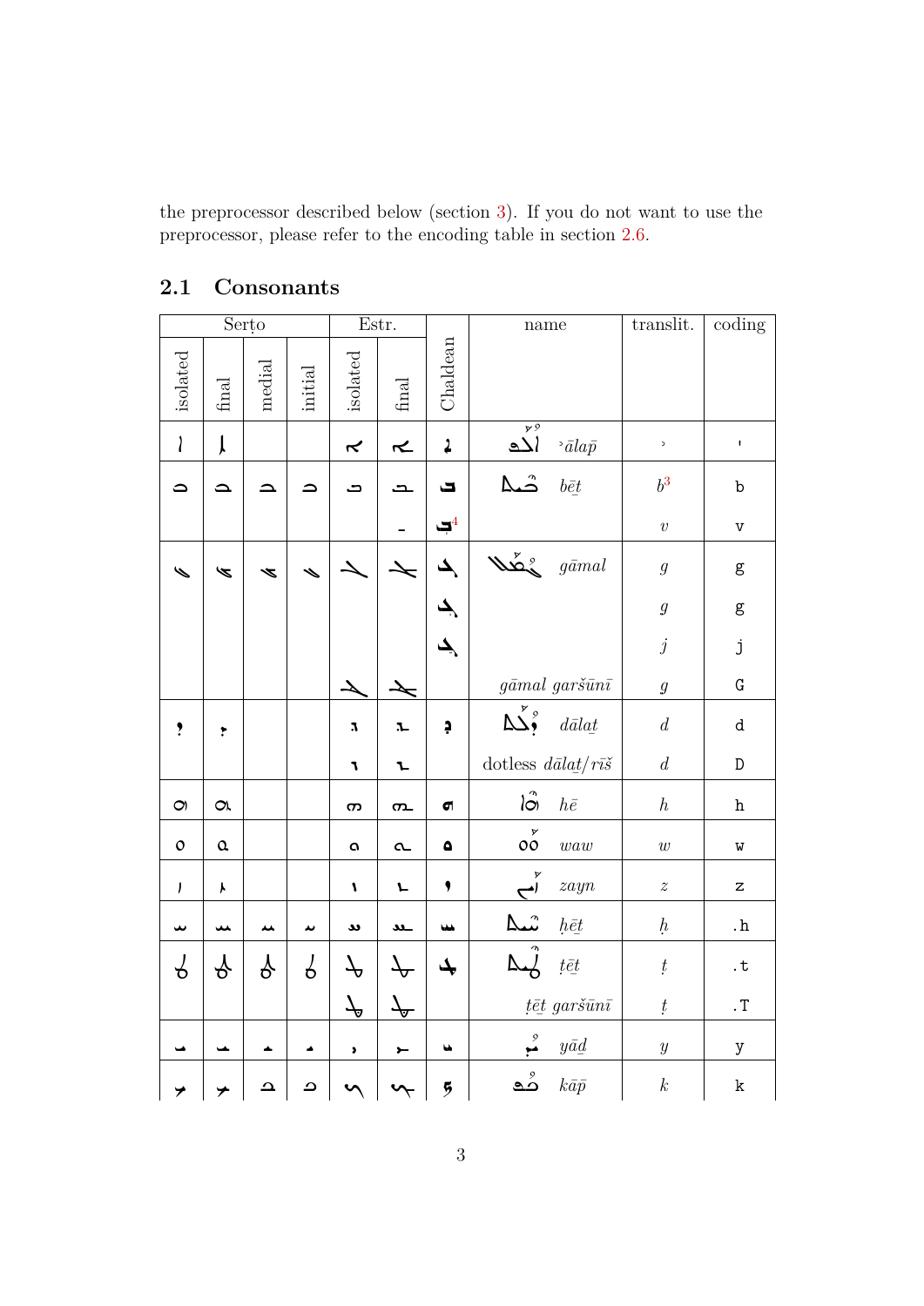the preprocessor described below (section 3). If you do not want to use the preprocessor, please refer to the encoding table in section 2.6.

## 2.1 Consonants

| Serṭo | | | | Estr. | | Chaldean | name | translit. | coding |
|---|---|---|---|---|---|---|---|---|---|
| isolated | final | medial | initial | isolated | final | | | | |
| ܐ | ܐ | | | ܐ | ܐ | ܐ | ܐܳܠܰܦ *ʾālap̄* | ʾ | ' |
| ܒ | ܒ | ܒ | ܒ | ܒ | ܒ | ܒ | ܒܶܝܬ *bēṯ* | $b$[3] | b |
| | | | | | ̱ | ܒ݂[4] | | $v$ | v |
| ܓ | ܓ | ܓ | ܓ | ܓ | ܓ | ܓ | ܓܳܡܰܠ *gāmal* | $g$ | g |
| | | | | | | ܓ | | $g$ | g |
| | | | | | | ܓ | | $j$ | j |
| | | | | ܔ | ܔ | | *gāmal garšūnī* | $g$ | G |
| ܕ | ܕ | | | ܕ | ܕ | ܕ | ܕܳܠܰܬ *dālaṯ* | $d$ | d |
| | | | | ܖ | ܖ | | dotless *dālaṯ/rīš* | $d$ | D |
| ܗ | ܗ | | | ܗ | ܗ | ܗ | ܗܶܐ *hē* | $h$ | h |
| ܘ | ܘ | | | ܘ | ܘ | ܘ | ܘܰܘ *waw* | $w$ | w |
| ܙ | ܙ | | | ܙ | ܙ | ܙ | ܙܰܝܢ *zayn* | $z$ | z |
| ܚ | ܚ | ܚ | ܚ | ܚ | ܚ | ܚ | ܚܶܝܬ *ḥēṯ* | $ḥ$ | .h |
| ܛ | ܛ | ܛ | ܛ | ܛ | ܛ | ܛ | ܛܶܝܬ *ṭēṯ* | $ṭ$ | .t |
| | | | | ܜ | ܜ | | *ṭēṯ garšūnī* | $ṭ$ | .T |
| ܝ | ܝ | ܝ | ܝ | ܝ | ܝ | ܝ | ܝܽܘܕ *yāḏ* | $y$ | y |
| ܟ | ܟ | ܟ | ܟ | ܟ | ܟ | ܟ | ܟܳܦ *kāp̄* | $k$ | k |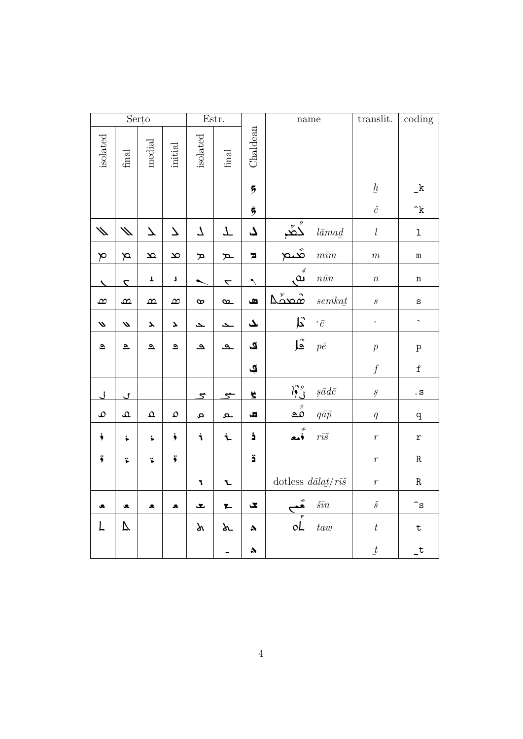| Serṭo | | | | Estr. | | | name | | translit. | coding |
|---|---|---|---|---|---|---|---|---|---|---|
| isolated | final | medial | initial | isolated | final | Chaldean | | | | |
| | | | | | | ܟ݂ | | | $\underline{h}$ | `_k` |
| | | | | | | ܟ̰ | | | $\check{c}$ | `^k` |
| ܠ | ܠ | ܠ | ܠ | ܠ | ܠ | ܠ | ܠܳܡܰܕ݂ | *lāmaḏ* | $l$ | `l` |
| ܡ | ܡ | ܡ | ܡ | ܡ | ܡ | ܡ | ܡܺܝܡ | *mīm* | $m$ | `m` |
| ܢ | ܢ | ܢ | ܢ | ܢ | ܢ | ܢ | ܢܽܘܢ | *nūn* | $n$ | `n` |
| ܣ | ܣ | ܣ | ܣ | ܣ | ܣ | ܣ | ܣܶܡܟܰܬ݂ | *semkaṯ* | $s$ | `s` |
| ܥ | ܥ | ܥ | ܥ | ܥ | ܥ | ܥ | ܥܶܐ | *ʿē* | ʿ | `` ` `` |
| ܦ | ܦ | ܦ | ܦ | ܦ | ܦ | ܦ | ܦܶܐ | *pē* | $p$ | `p` |
| | | | | | | ܦ݂ | | | $f$ | `f` |
| ܨ | ܨ | | | ܨ | ܨ | ܨ | ܨܳܕܶܐ | *ṣādē* | $ṣ$ | `.s` |
| ܩ | ܩ | ܩ | ܩ | ܩ | ܩ | ܩ | ܩܳܦ݂ | *qāp̄* | $q$ | `q` |
| ܪ | ܪ | ܪ | ܪ | ܪ | ܪ | ܪ | ܪܺܝܫ | *rīš* | $r$ | `r` |
| ܪ̈ | ܪ̈ | ܪ̈ | ܪ̈ | | | ܪ̈ | | | $r$ | `R` |
| | | | | ܖ | ܖ | | dotless *dālaṯ/rīš* | | $r$ | `R` |
| ܫ | ܫ | ܫ | ܫ | ܫ | ܫ | ܫ | ܫܺܝܢ | *šīn* | $\check{s}$ | `^s` |
| ܬ | ܬ | | | ܬ | ܬ | ܬ | ܬܰܘ | *taw* | $t$ | `t` |
| | | | | | ـ | ܬ݂ | | | $\underline{t}$ | `_t` |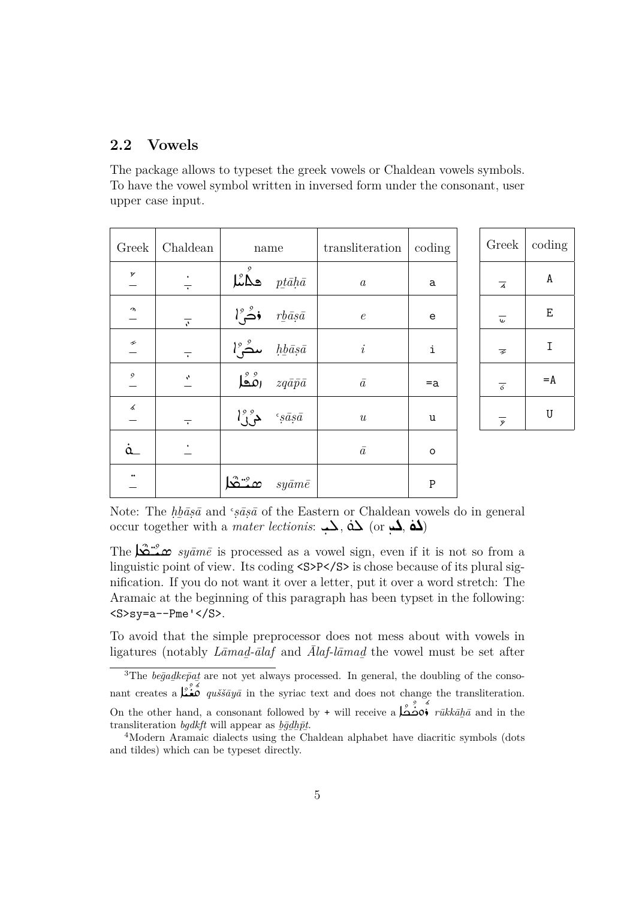## 2.2 Vowels

The package allows to typeset the greek vowels or Chaldean vowels symbols. To have the vowel symbol written in inversed form under the consonant, user upper case input.

| Greek | Chaldean | name | transliteration | coding |
|---|---|---|---|---|
| ܰ | ܲ | ܦܬܳܚܳܐ *ptāḥā* | *a* | a |
| ܶ | ܸ | ܪܒ݂ܳܨܳܐ *rḇāṣā* | *e* | e |
| ܺ | ܼ | ܚܒ݂ܳܨܳܐ *ḥḇāṣā* | *i* | i |
| ܳ | ܵ | ܙܩܳܦܳܐ *zqāpā* | *ā* | =a |
| ܽ | ܼ | ܥܨܳܨܳܐ *ʿṣāṣā* | *u* | u |
| ܘ݂ | ܿ | | *ā* | o |
| ̈ | | ܣܝܳܡܶܐ *syāmē* | | P |

| Greek | coding |
|---|---|
| ܱ | A |
| ܷ | E |
| ܻ | I |
| ܴ | =A |
| ܾ | U |

Note: The *ḥḇāṣā* and *ʿṣāṣā* of the Eastern or Chaldean vowels do in general occur together with a *mater lectionis*: ܠܒ݂, ܠܘ݂ (or ܠܒ݂, ܠܘ݂)

The ܣܝܳܡܶܐ *syāmē* is processed as a vowel sign, even if it is not so from a linguistic point of view. Its coding `<S>P</S>` is chose because of its plural signification. If you do not want it over a letter, put it over a word stretch: The Aramaic at the beginning of this paragraph has been typset in the following: `<S>sy=a--Pme'</S>`.

To avoid that the simple preprocessor does not mess about with vowels in ligatures (notably *Lāmaḏ-ālaf* and *Ālaf-lāmaḏ* the vowel must be set after

[3]The *beḡaḏkep̄aṯ* are not yet always processed. In general, the doubling of the consonant creates a ܩܘܫܫܳܝܳܐ *quššāyā* in the syriac text and does not change the transliteration. On the other hand, a consonant followed by + will receive a ܪܘܟܟܳܚܳܐ *rūkkāḥā* and in the transliteration *bgdkft* will appear as *ḇḡḏḵp̄ṯ*.

[4]Modern Aramaic dialects using the Chaldean alphabet have diacritic symbols (dots and tildes) which can be typeset directly.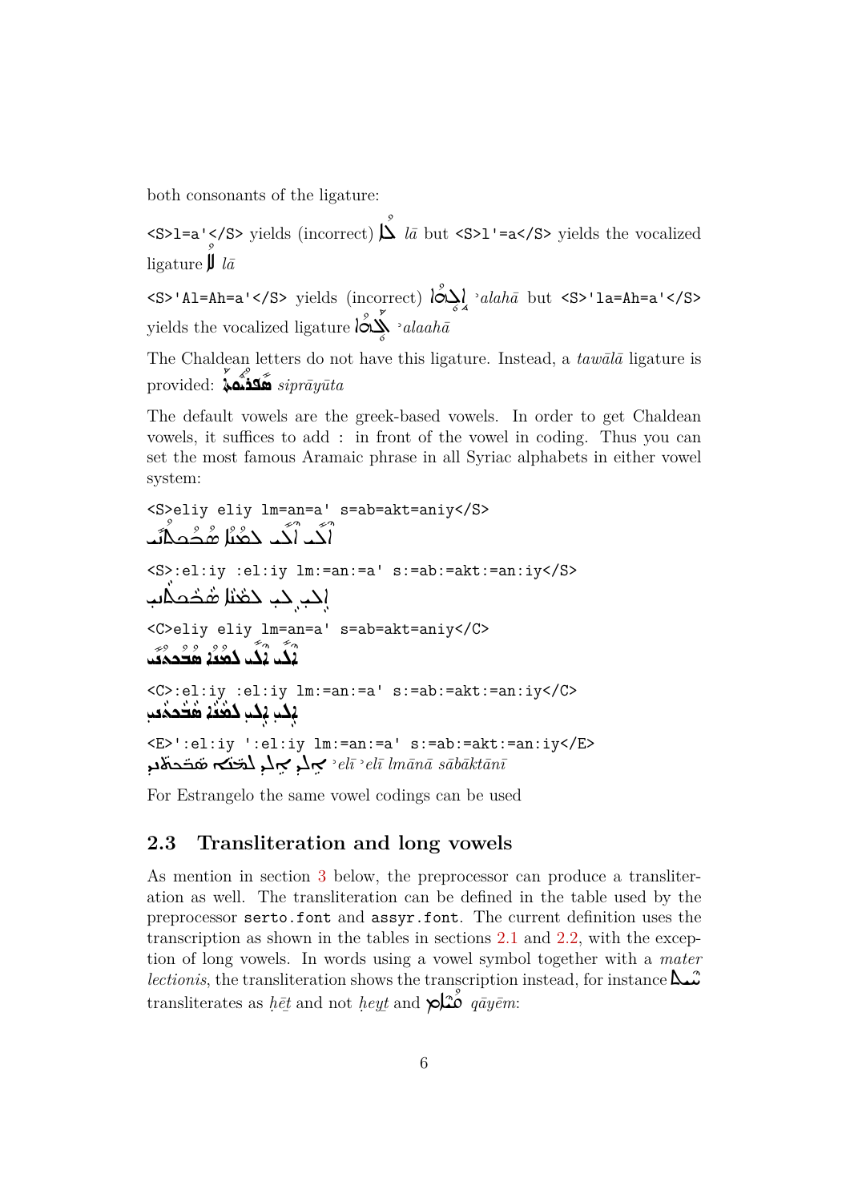both consonants of the ligature:

`<S>l=a'</S>` yields (incorrect) ܠܵ *lā* but `<S>l'=a</S>` yields the vocalized ligature ܠܵ *lā*

`<S>'Al=Ah=a'</S>` yields (incorrect) ܐܲܠܵܗܵܐ *ʾalahā* but `<S>'la=Ah=a'</S>` yields the vocalized ligature ܐܲܠܵܗܵܐ *ʾalaahā*

The Chaldean letters do not have this ligature. Instead, a *tawālā* ligature is provided: ܣܦܪܝܘܬܐ *siprāyūta*

The default vowels are the greek-based vowels. In order to get Chaldean vowels, it suffices to add : in front of the vowel in coding. Thus you can set the most famous Aramaic phrase in all Syriac alphabets in either vowel system:

```
<S>eliy eliy lm=an=a' s=ab=akt=aniy</S>
```

ܐܶܠܺܝ ܐܶܠܺܝ ܠܡܳܢܳܐ ܫܒܰܩܬܳܢܝ

```
<S>:el:iy :el:iy lm:=an:=a' s:=ab:=akt:=an:iy</S>
```

ܐܶܠܺܝ ܐܶܠܺܝ ܠܡܳܢܳܐ ܫܒܰܩܬܳܢܝ

```
<C>eliy eliy lm=an=a' s=ab=akt=aniy</C>
```

ܐܶܠܺܝ ܐܶܠܺܝ ܠܡܳܢܳܐ ܫܒܰܩܬܳܢܝ

```
<C>:el:iy :el:iy lm:=an:=a' s:=ab:=akt:=an:iy</C>
```

ܐܶܠܺܝ ܐܶܠܺܝ ܠܡܳܢܳܐ ܫܒܰܩܬܳܢܝ

```
<E>':el:iy ':el:iy lm:=an:=a' s:=ab:=akt:=an:iy</E>
```

ܐܶܠܺܝ ܐܶܠܺܝ ܠܡܳܢܳܐ ܫܒܰܩܬܳܢܝ *ʾelī ʾelī lmānā sābāktānī*

For Estrangelo the same vowel codings can be used

## 2.3 Transliteration and long vowels

As mention in section 3 below, the preprocessor can produce a transliteration as well. The transliteration can be defined in the table used by the preprocessor `serto.font` and `assyr.font`. The current definition uses the transcription as shown in the tables in sections 2.1 and 2.2, with the exception of long vowels. In words using a vowel symbol together with a *mater lectionis*, the transliteration shows the transcription instead, for instance ܚܝܛ transliterates as *ḥēṭ* and not *ḥeyṭ* and ܩܳܐܹܡ *qāyēm*: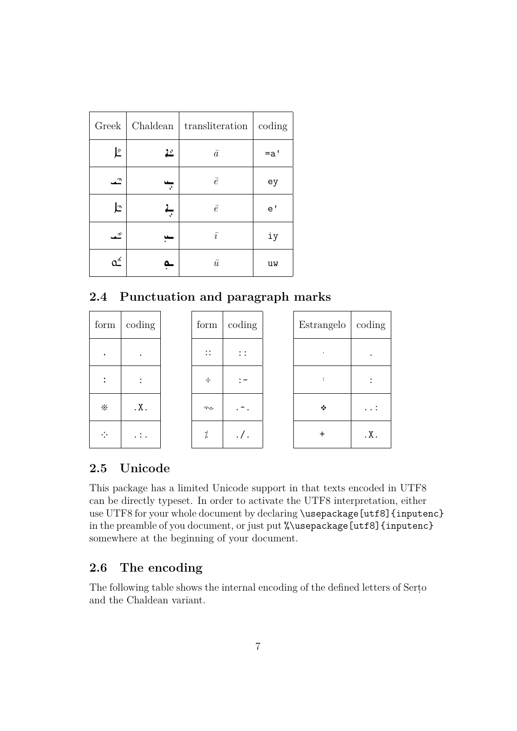| Greek | Chaldean | transliteration | coding |
|---|---|---|---|
| ܐܳ | ܐܵ | $\bar{a}$ | `=a'` |
| ܒܶܝ | ܒܹܝ | $\bar{e}$ | `ey` |
| ܐܶ | ܐܹ | $\bar{e}$ | `e'` |
| ܒܺܝ | ܒܝܼ | $\bar{\imath}$ | `iy` |
| ܘܽ | ܘܼ | $\bar{u}$ | `uw` |

## 2.4 Punctuation and paragraph marks

| form | coding |
|---|---|
| . | `.` |
| : | `:` |
| ※ | `.X.` |
| ⁘ | `.:.` |

| form | coding |
|---|---|
| :: | `::` |
| ÷ | `:-` |
| ~ | `.~.` |
| ⁒ | `./.` |

| Estrangelo | coding |
|---|---|
| · | `.` |
| : | `:` |
| ❖ | `..:` |
| ⁜ | `.X.` |

## 2.5 Unicode

This package has a limited Unicode support in that texts encoded in UTF8 can be directly typeset. In order to activate the UTF8 interpretation, either use UTF8 for your whole document by declaring `\usepackage[utf8]{inputenc}` in the preamble of you document, or just put `%\usepackage[utf8]{inputenc}` somewhere at the beginning of your document.

## 2.6 The encoding

The following table shows the internal encoding of the defined letters of Serṭo and the Chaldean variant.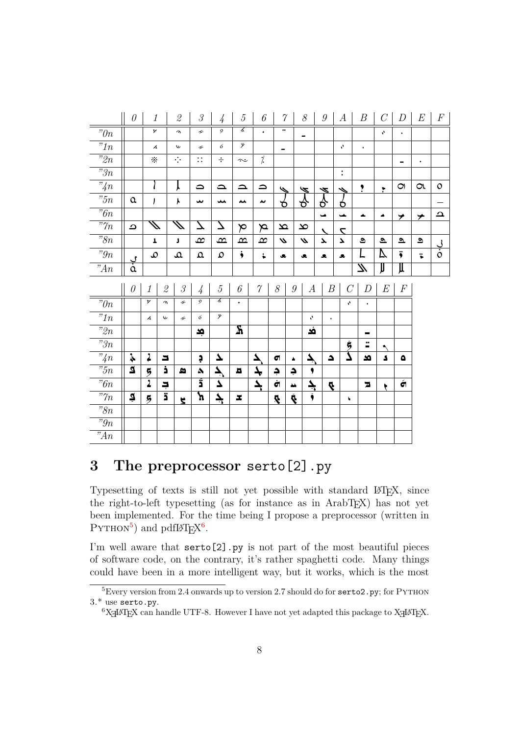|  | 0 | 1 | 2 | 3 | 4 | 5 | 6 | 7 | 8 | 9 | A | B | C | D | E | F |
|---|---|---|---|---|---|---|---|---|---|---|---|---|---|---|---|---|
| "0n |  | ܀ | ܁ | ܂ | ܃ | ܄ | ܅ | ܆ | ܇ |  |  |  | ܈ | ܉ |  |  |
| "1n |  | ܊ | ܋ | ܌ | ܍ | ܏ |  | ܐ |  |  | ܑ | ܒ |  |  |  |  |
| "2n |  | ※ | ⁘ | ∷ | ÷ | ~ | ⁒ |  |  |  |  |  |  | ܓ | ܔ |  |
| "3n |  |  |  |  |  |  |  |  |  |  | : |  |  |  |  |  |
| "4n |  |  |  |  |  |  |  |  |  |  |  |  |  |  |  |  |
| "5n |  |  |  |  |  |  |  |  |  |  |  |  |  |  |  | — |
| "6n |  |  |  |  |  |  |  |  |  |  |  |  |  |  |  |  |
| "7n |  |  |  |  |  |  |  |  |  |  |  |  |  |  |  |  |
| "8n |  |  |  |  |  |  |  |  |  |  |  |  |  |  |  |  |
| "9n |  |  |  |  |  |  |  |  |  |  |  |  |  |  |  |  |
| "An |  |  |  |  |  |  |  |  |  |  |  |  |  |  |  |  |

|  | 0 | 1 | 2 | 3 | 4 | 5 | 6 | 7 | 8 | 9 | A | B | C | D | E | F |
|---|---|---|---|---|---|---|---|---|---|---|---|---|---|---|---|---|
| "0n |  |  |  |  |  |  |  |  |  |  |  |  |  |  |  |  |
| "1n |  |  |  |  |  |  |  |  |  |  |  |  |  |  |  |  |
| "2n |  |  |  |  |  |  |  |  |  |  |  |  |  |  |  |  |
| "3n |  |  |  |  |  |  |  |  |  |  |  |  |  |  |  |  |
| "4n |  |  |  |  |  |  |  |  |  |  |  |  |  |  |  |  |
| "5n |  |  |  |  |  |  |  |  |  |  |  |  |  |  |  |  |
| "6n |  |  |  |  |  |  |  |  |  |  |  |  |  |  |  |  |
| "7n |  |  |  |  |  |  |  |  |  |  |  |  |  |  |  |  |
| "8n |  |  |  |  |  |  |  |  |  |  |  |  |  |  |  |  |
| "9n |  |  |  |  |  |  |  |  |  |  |  |  |  |  |  |  |
| "An |  |  |  |  |  |  |  |  |  |  |  |  |  |  |  |  |

## 3 The preprocessor serto[2].py

Typesetting of texts is still not yet possible with standard LaTeX, since the right-to-left typesetting (as for instance as in ArabTeX) has not yet been implemented. For the time being I propose a preprocessor (written in Python[5]) and pdfLaTeX[6].

I'm well aware that serto[2].py is not part of the most beautiful pieces of software code, on the contrary, it's rather spaghetti code. Many things could have been in a more intelligent way, but it works, which is the most

[5] Every version from 2.4 onwards up to version 2.7 should do for serto2.py; for Python 3.* use serto.py.

[6] XƎLaTeX can handle UTF-8. However I have not yet adapted this package to XƎLaTeX.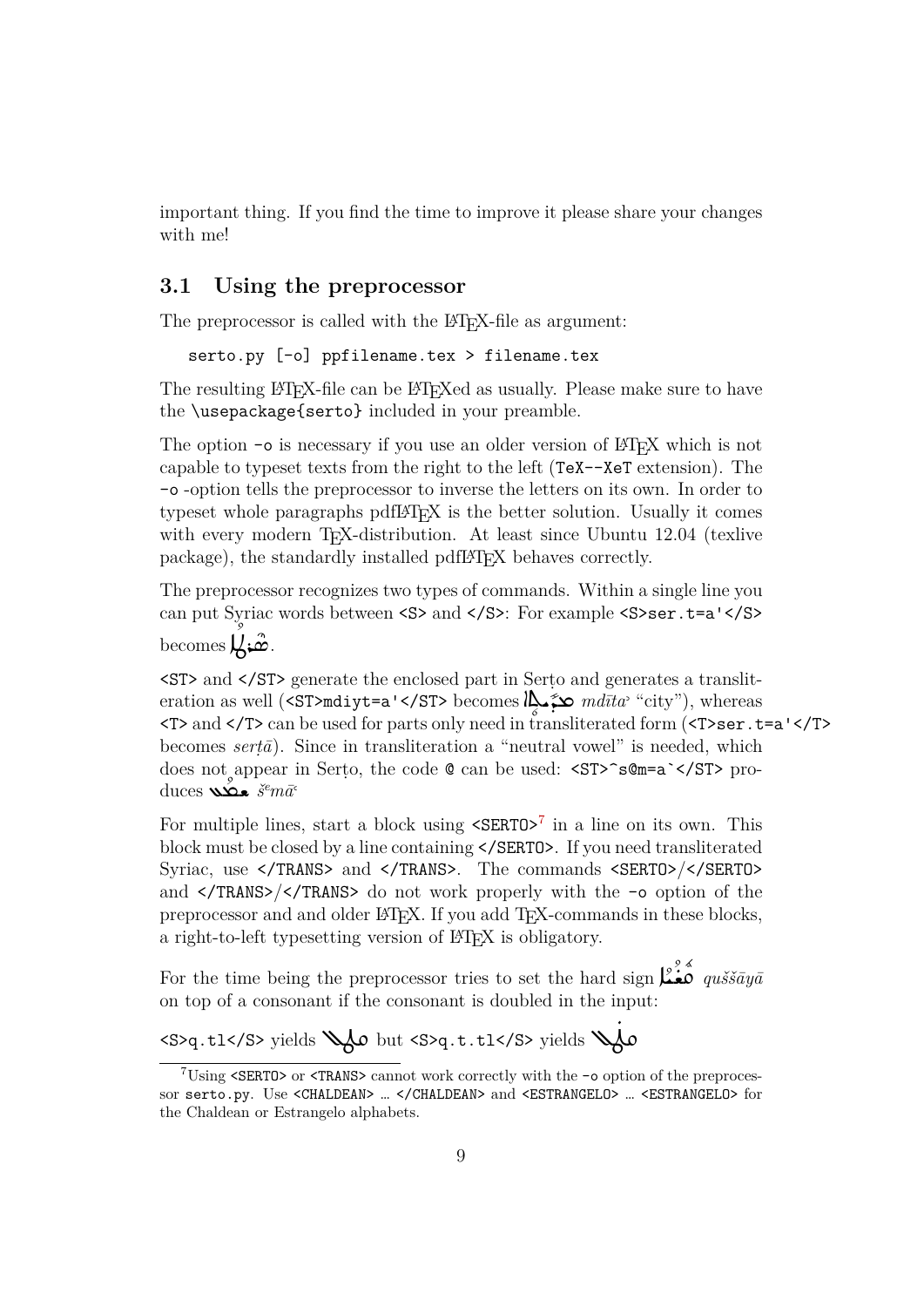important thing. If you find the time to improve it please share your changes with me!

## 3.1 Using the preprocessor

The preprocessor is called with the LaTeX-file as argument:

```
serto.py [-o] ppfilename.tex > filename.tex
```

The resulting LaTeX-file can be LaTeXed as usually. Please make sure to have the `\usepackage{serto}` included in your preamble.

The option `-o` is necessary if you use an older version of LaTeX which is not capable to typeset texts from the right to the left (`TeX--XeT` extension). The `-o` -option tells the preprocessor to inverse the letters on its own. In order to typeset whole paragraphs pdfLaTeX is the better solution. Usually it comes with every modern TeX-distribution. At least since Ubuntu 12.04 (texlive package), the standardly installed pdfLaTeX behaves correctly.

The preprocessor recognizes two types of commands. Within a single line you can put Syriac words between `<S>` and `</S>`: For example `<S>ser.t=a'</S>` becomes ܣܶܪܛܳܐ.

`<ST>` and `</ST>` generate the enclosed part in Serṭo and generates a transliteration as well (`<ST>mdiyt=a'</ST>` becomes ܡܕܺܝܢ݈ܬܳܐ *mdīta*ʾ "city"), whereas `<T>` and `</T>` can be used for parts only need in transliterated form (`<T>ser.t=a'</T>` becomes *serṭā*). Since in transliteration a "neutral vowel" is needed, which does not appear in Serṭo, the code `@` can be used: `<ST>^s@m=a`</ST>` produces ܫܡܳܥ *šᵉmā*ʿ

For multiple lines, start a block using `<SERTO>`[7] in a line on its own. This block must be closed by a line containing `</SERTO>`. If you need transliterated Syriac, use `</TRANS>` and `</TRANS>`. The commands `<SERTO>`/`</SERTO>` and `</TRANS>`/`</TRANS>` do not work properly with the `-o` option of the preprocessor and and older LaTeX. If you add TeX-commands in these blocks, a right-to-left typesetting version of LaTeX is obligatory.

For the time being the preprocessor tries to set the hard sign ܩܽܘܫܳܝܳܐ *quššāyā* on top of a consonant if the consonant is doubled in the input:

`<S>q.tl</S>` yields ܩܛܠ but `<S>q.t.tl</S>` yields ܩܛܼܠ

[7]Using `<SERTO>` or `<TRANS>` cannot work correctly with the `-o` option of the preprocessor `serto.py`. Use `<CHALDEAN>` … `</CHALDEAN>` and `<ESTRANGELO>` … `<ESTRANGELO>` for the Chaldean or Estrangelo alphabets.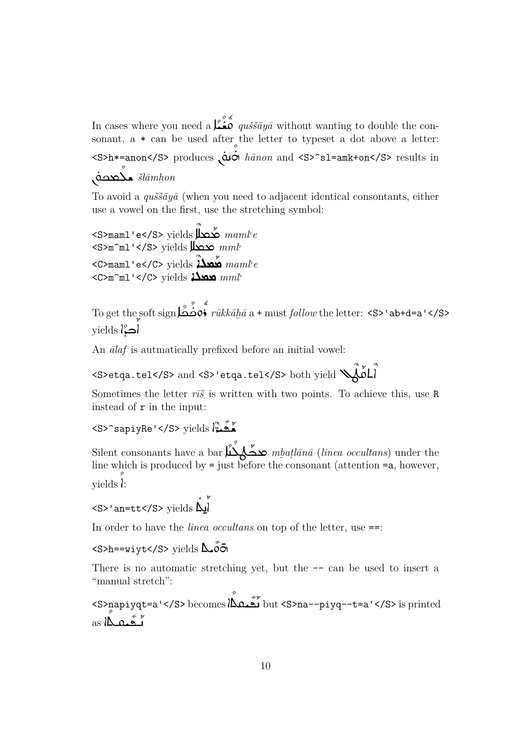In cases where you need a ܩܘܫܫܝܐ *quššāyā* without wanting to double the consonant, a `*` can be used after the letter to typeset a dot above a letter: `<S>h*=anon</S>` produces ܗܳܢܘܢ *hānon* and `<S>^sl=amk+on</S>` results in ܫܠܳܡܟ݂ܘܢ *šlāmḵon*

To avoid a *quššāyā* (when you need to adjacent identical consonants, either use a vowel on the first, use the stretching symbol:

`<S>maml'e</S>` yields ܡܰܡܠܶܐ *mamlʾe*
`<S>m^ml'</S>` yields ܡܡܠܐ *mmlʾ*
`<C>maml'e</C>` yields ܡܰܡܠܶܐ *mamlʾe*
`<C>m^ml'</C>` yields ܡܡܠܐ *mmlʾ*

To get the soft sign ܪܘܟܟܚܐ *rūkkāḫā* a `+` must *follow* the letter: `<S>'ab+d=a'</S>` yields ܐܒ݂ܕܐ

An *ālaf* is autmatically prefixed before an initial vowel:

`<S>etqa.tel</S>` and `<S>'etqa.tel</S>` both yield ܐܶܬ݂ܩܰܛܶܠ

Sometimes the letter *rīš* is written with two points. To achieve this, use `R` instead of `r` in the input:

`<S>^sapiyRe'</S>` yields ܣܦܝܪ̈ܐ

Silent consonants have a bar ܡܒܰܛܠܳܢܐ *mbaṭlānā* (*linea occultans*) under the line which is produced by `=` just before the consonant (attention `=a`, however, yields ܳ:

`<S>'an=tt</S>` yields ܐܢ̱ܬܬ

In order to have the *linea occultans* on top of the letter, use `==`:

`<S>h==wiyt</S>` yields ܗ̄ܘܝܬ

There is no automatic stretching yet, but the `--` can be used to insert a "manual stretch":

`<S>napiyqt=a'</S>` becomes ܢܦܝܩܬܐ but `<S>na--piyq--t=a'</S>` is printed as ܢـܦܝܩـܬܐ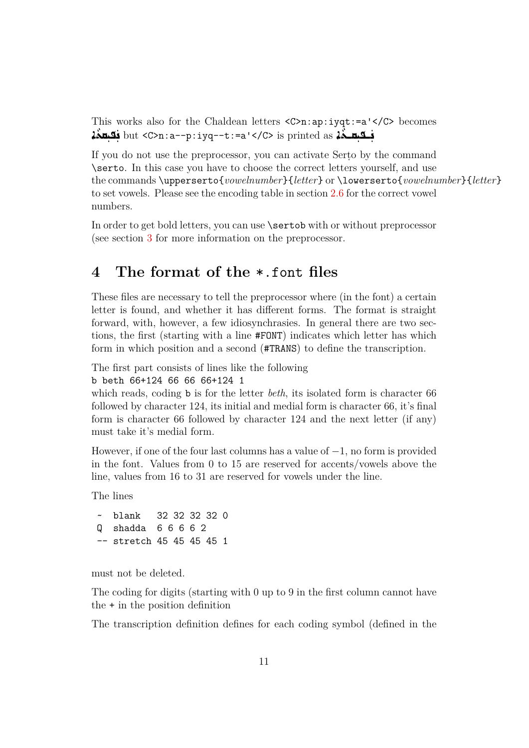This works also for the Chaldean letters `<C>n:ap:iyqt:=a'</C>` becomes ܢܦܝܩܬܐ but `<C>n:a--p:iyq--t:=a'</C>` is printed as ܢܦܝܩܬܐ

If you do not use the preprocessor, you can activate Serṭo by the command `\serto`. In this case you have to choose the correct letters yourself, and use the commands `\upperserto{`*vowelnumber*`}{`*letter*`}` or `\lowerserto{`*vowelnumber*`}{`*letter*`}` to set vowels. Please see the encoding table in section 2.6 for the correct vowel numbers.

In order to get bold letters, you can use `\sertob` with or without preprocessor (see section 3 for more information on the preprocessor.

# 4 The format of the *.font files

These files are necessary to tell the preprocessor where (in the font) a certain letter is found, and whether it has different forms. The format is straight forward, with, however, a few idiosynchrasies. In general there are two sections, the first (starting with a line `#FONT`) indicates which letter has which form in which position and a second (`#TRANS`) to define the transcription.

The first part consists of lines like the following
`b beth 66+124 66 66 66+124 1`
which reads, coding `b` is for the letter *beth*, its isolated form is character 66 followed by character 124, its initial and medial form is character 66, it's final form is character 66 followed by character 124 and the next letter (if any) must take it's medial form.

However, if one of the four last columns has a value of $-1$, no form is provided in the font. Values from 0 to 15 are reserved for accents/vowels above the line, values from 16 to 31 are reserved for vowels under the line.

The lines

```
 ~  blank   32 32 32 32 0
 Q  shadda  6 6 6 6 2
 -- stretch 45 45 45 45 1
```

must not be deleted.

The coding for digits (starting with 0 up to 9 in the first column cannot have the `+` in the position definition

The transcription definition defines for each coding symbol (defined in the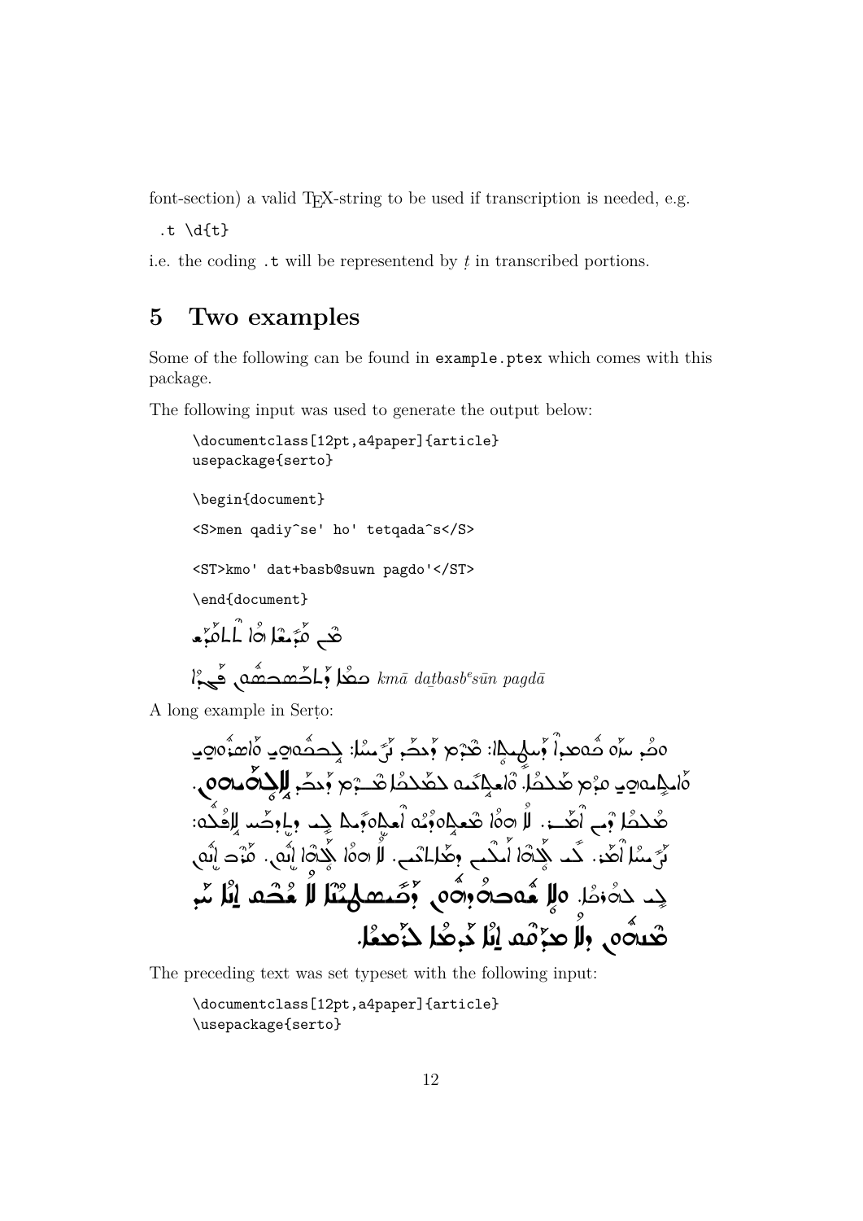font-section) a valid TEX-string to be used if transcription is needed, e.g.

```
.t \d{t}
```

i.e. the coding `.t` will be representend by ṭ in transcribed portions.

## 5 Two examples

Some of the following can be found in `example.ptex` which comes with this package.

The following input was used to generate the output below:

```
\documentclass[12pt,a4paper]{article}
usepackage{serto}

\begin{document}

<S>men qadiy^se' ho' tetqada^s</S>

<ST>kmo' dat+basb@suwn pagdo'</ST>

\end{document}
```

ܡܶܢ ܩܰܕܺܝܫܶܐ ܗܳܐ ܬܶܬܩܰܕܰܫ

ܟܡܳܐ ܕܰܬܒܰܣܒܣܽܘܢ ܦܰܓܕܳܐ *kmā datbasbᵉsūn pagdā*

A long example in Serṭo:

ܘܗܝ ܚܙܘ ܫܘܫܠܬܐ ܕܐܝܬܝܗ̇: ܩܕܡ ܕܢܕܥ ܕܝܚܐ: ܒܡܫܘܚܬܗܘܢ ܘܒܦܘܪܣܗܘܢ ܘܐܝܟܢܐ ܡܢ ܡܕܒܪܐ. ܘܐܫܟܚܘ ܠܡܕܒܪܐ ܡܢ ܩܕܡ ܕܢܕܥ ܠܐܬܪܗܘܢ. ܡܕܒܪܐ ܕܝܢ ܐܡܪ. ܠܐ ܗܘܐ ܡܫܬܘܕܥܐ ܐܬܬܘܪܝܐ ܠܢ ܕܐܬܕܟܪ ܠܡܠܬܗ: ܕܢܚܐ ܐܡܪ. ܟܕ ܕܝܢ ܐܬܐ ܕܬܠܬܝܢ. ܠܐ ܗܘܐ ܕܝܢ ܐܝܟ. ܡܛܠ ܐܝܟ ܠܢ ܠܒܪܐ. ܘܠܐ ܡܫܬܘܕܥܝܢ ܗܘܘ ܕܡܫܬܟܚܝܢ ܠܐ ܡܨܝܢ ܐܢܐ ܚܕ ܡܢܗܘܢ ܘܠܐ ܡܕܡ ܐܢܐ ܚܙܝܐ ܠܒܢܝܢܐ.

The preceding text was set typeset with the following input:

```
\documentclass[12pt,a4paper]{article}
\usepackage{serto}
```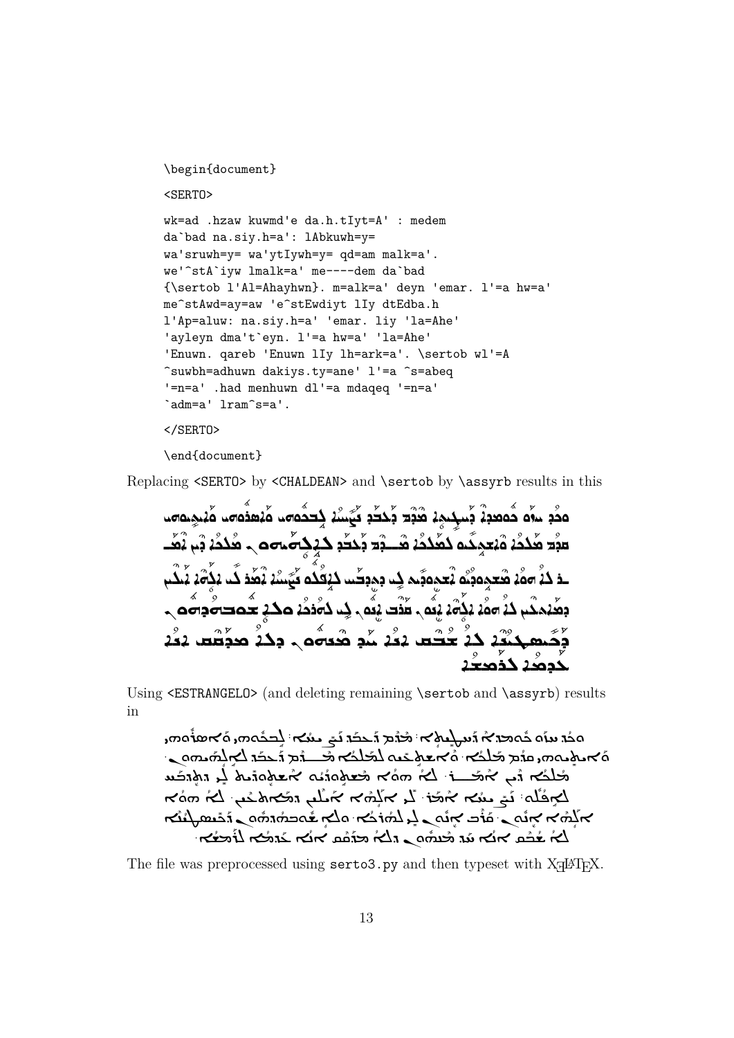```
\begin{document}

<SERTO>

wk=ad .hzaw kuwmd'e da.h.tIyt=A' : medem
da`bad na.siy.h=a': lAbkuwh=y=
wa'sruwh=y= wa'ytIywh=y= qd=am malk=a'.
we'^stA`iyw lmalk=a' me----dem da`bad
{\sertob l'Al=Ahayhwn}. m=alk=a' deyn 'emar. l'=a hw=a'
me^stAwd=ay=aw 'e^stEwdiyt lIy dtEdba.h
l'Ap=aluw: na.siy.h=a' 'emar. liy 'la=Ahe'
'ayleyn dma't`eyn. l'=a hw=a' 'la=Ahe'
'Enuwn. qareb 'Enuwn lIy lh=ark=a'. \sertob wl'=A
^suwbh=adhuwn dakiys.ty=ane' l'=a ^s=abeq
'=n=a' .had menhuwn dl'=a mdaqeq '=n=a'
`adm=a' lram^s=a'.

</SERTO>

\end{document}
```

Replacing <SERTO> by <CHALDEAN> and \sertob by \assyrb results in this

ܘܟܕ ܚܙܘ ܟܘܡܪ̈ܐ ܕܚܛܝܬܐ: ܡܕܡ ܕܥܒܕ ܢܨܝܚܐ: ܠܐܒܟܘܗܝ ܘܐܣܪܘܗܝ ܘܐܝܬܝܘܗܝ ܩܕܡ ܡܠܟܐ. ܘܐܫܬܥܝܘ ܠܡܠܟܐ ܡܕܡ ܕܥܒܕ ܠܐܠܗܝܗܘܢ. ܡܠܟܐ ܕܝܢ ܐܡܪ. ܠܐ ܗܘܐ ܡܫܬܘܕܝܘ ܐܫܬܘܕܝܬ ܠܝ ܕܬܕܒܚ ܠܐܦ ܐܠܘ: ܢܨܝܚܐ ܐܡܪ. ܠܝ ܐܠܗܐ ܐܝܠܝܢ ܕܡܐܬܥܝܢ. ܠܐ ܗܘܐ ܐܠܗܐ ܐܢܘܢ. ܩܪܒ ܐܢܘܢ ܠܝ ܠܗܪܟܐ. ܘܠܐ ܫܘܒܚܗܘܢ ܕܟܪܝܣܛܝܢܐ ܠܐ ܫܒܩ ܐܢܐ ܚܕ ܡܢܗܘܢ ܕܠܐ ܡܕܩܩ ܐܢܐ ܥܕܡܐ ܠܪܡܫܐ.

Using <ESTRANGELO> (and deleting remaining \sertob and \assyrb) results in

ܘܟܕ ܚܙܘ ܟܘܡܪ̈ܐ ܕܚܛܝܬܐ: ܡܕܡ ܕܥܒܕ ܢܨܝܚܐ: ܠܐܒܟܘܗܝ ܘܐܣܪܘܗܝ ܘܐܝܬܝܘܗܝ ܩܕܡ ܡܠܟܐ. ܘܐܫܬܥܝܘ ܠܡܠܟܐ ܡܕܡ ܕܥܒܕ ܠܐܠܗܝܗܘܢ. ܡܠܟܐ ܕܝܢ ܐܡܪ. ܠܐ ܗܘܐ ܡܫܬܘܕܝܘ ܐܫܬܘܕܝܬ ܠܝ ܕܬܕܒܚ ܠܐܦ ܐܠܘ: ܢܨܝܚܐ ܐܡܪ. ܠܝ ܐܠܗܐ ܐܝܠܝܢ ܕܡܐܬܥܝܢ. ܠܐ ܗܘܐ ܐܠܗܐ ܐܢܘܢ. ܩܪܒ ܐܢܘܢ ܠܝ ܠܗܪܟܐ. ܘܠܐ ܫܘܒܚܗܘܢ ܕܟܪܝܣܛܝܢܐ ܠܐ ܫܒܩ ܐܢܐ ܚܕ ܡܢܗܘܢ ܕܠܐ ܡܕܩܩ ܐܢܐ ܥܕܡܐ ܠܪܡܫܐ.

The file was preprocessed using serto3.py and then typeset with XƎLaTeX.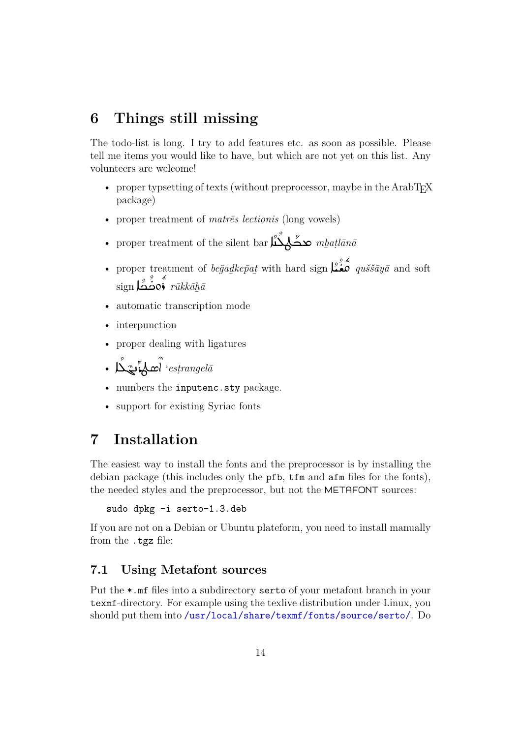## 6 Things still missing

The todo-list is long. I try to add features etc. as soon as possible. Please tell me items you would like to have, but which are not yet on this list. Any volunteers are welcome!

- proper typsetting of texts (without preprocessor, maybe in the ArabTEX package)
- proper treatment of *matrēs lectionis* (long vowels)
- proper treatment of the silent bar ܡܒܰܛܠܳܢܳܐ *mbaṭlānā*
- proper treatment of *beḡaḏkep̄aṯ* with hard sign ܩܘܫܳܝܳܐ *qušsāyā* and soft sign ܪܘܟܳܟ݂ܳܐ *rūkkāḫā*
- automatic transcription mode
- interpunction
- proper dealing with ligatures
- ܐܶܣܛܪܰܢܓܶܠܳܐ *ʾesṭrangelā*
- numbers the `inputenc.sty` package.
- support for existing Syriac fonts

## 7 Installation

The easiest way to install the fonts and the preprocessor is by installing the debian package (this includes only the `pfb`, `tfm` and `afm` files for the fonts), the needed styles and the preprocessor, but not the METAFONT sources:

```
sudo dpkg -i serto-1.3.deb
```

If you are not on a Debian or Ubuntu plateform, you need to install manually from the `.tgz` file:

### 7.1 Using Metafont sources

Put the `*.mf` files into a subdirectory `serto` of your metafont branch in your `texmf`-directory. For example using the texlive distribution under Linux, you should put them into `/usr/local/share/texmf/fonts/source/serto/`. Do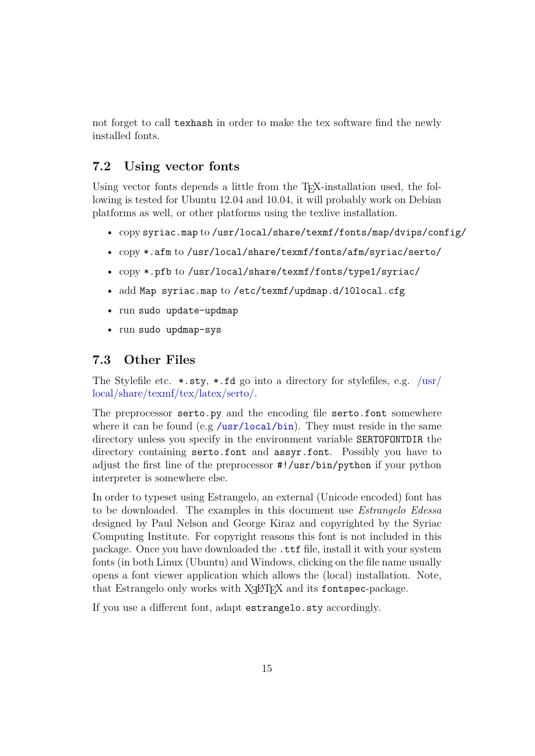not forget to call `texhash` in order to make the tex software find the newly installed fonts.

## 7.2 Using vector fonts

Using vector fonts depends a little from the TEX-installation used, the following is tested for Ubuntu 12.04 and 10.04, it will probably work on Debian platforms as well, or other platforms using the texlive installation.

- copy `syriac.map` to `/usr/local/share/texmf/fonts/map/dvips/config/`
- copy `*.afm` to `/usr/local/share/texmf/fonts/afm/syriac/serto/`
- copy `*.pfb` to `/usr/local/share/texmf/fonts/type1/syriac/`
- add `Map syriac.map` to `/etc/texmf/updmap.d/10local.cfg`
- run `sudo update-updmap`
- run `sudo updmap-sys`

## 7.3 Other Files

The Stylefile etc. `*.sty`, `*.fd` go into a directory for stylefiles, e.g. /usr/local/share/texmf/tex/latex/serto/.

The preprocessor `serto.py` and the encoding file `serto.font` somewhere where it can be found (e.g `/usr/local/bin`). They must reside in the same directory unless you specify in the environment variable `SERTOFONTDIR` the directory containing `serto.font` and `assyr.font`. Possibly you have to adjust the first line of the preprocessor `#!/usr/bin/python` if your python interpreter is somewhere else.

In order to typeset using Estrangelo, an external (Unicode encoded) font has to be downloaded. The examples in this document use *Estrangelo Edessa* designed by Paul Nelson and George Kiraz and copyrighted by the Syriac Computing Institute. For copyright reasons this font is not included in this package. Once you have downloaded the `.ttf` file, install it with your system fonts (in both Linux (Ubuntu) and Windows, clicking on the file name usually opens a font viewer application which allows the (local) installation. Note, that Estrangelo only works with XƎLATEX and its `fontspec`-package.

If you use a different font, adapt `estrangelo.sty` accordingly.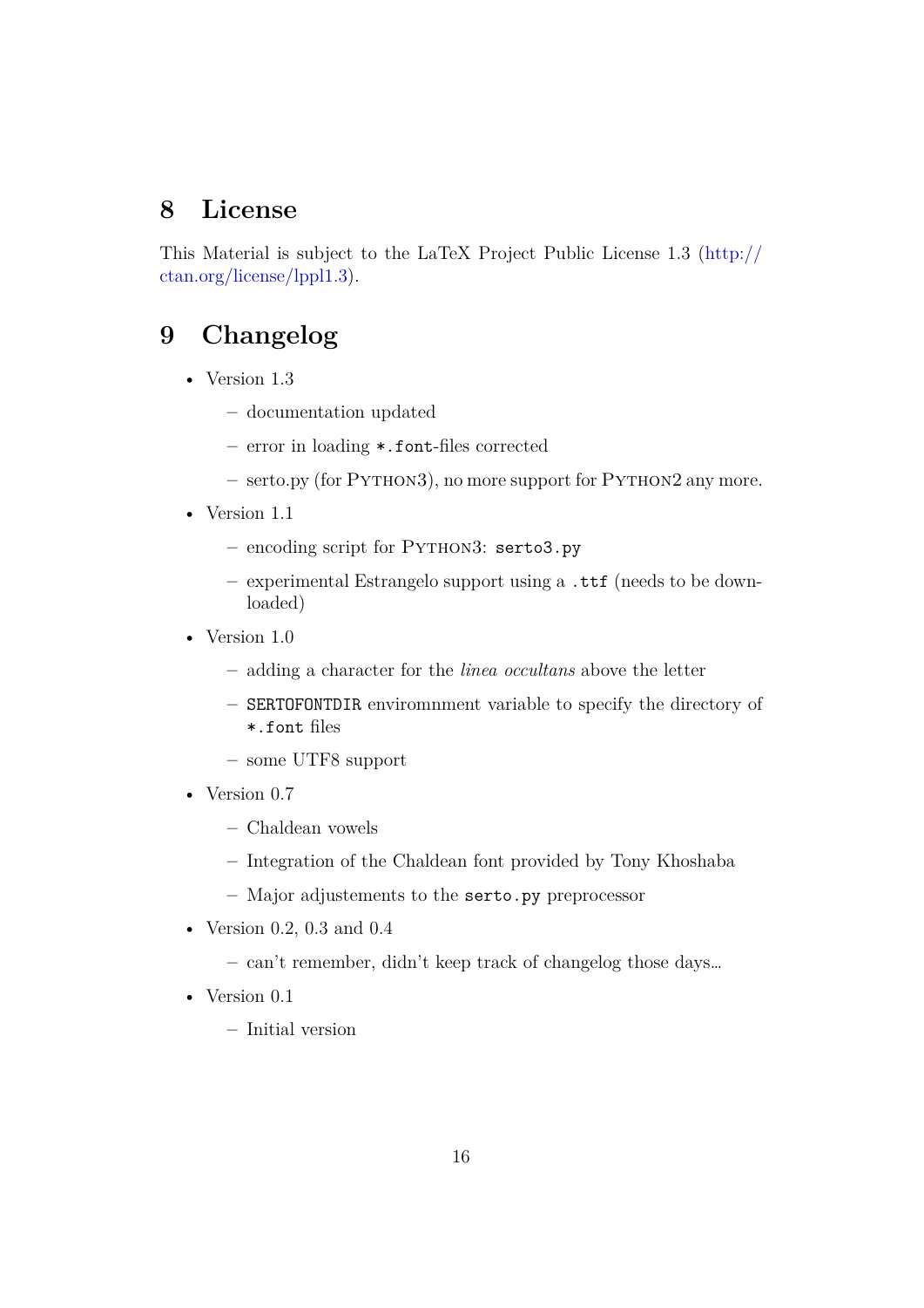## 8 License

This Material is subject to the LaTeX Project Public License 1.3 ([http://ctan.org/license/lppl1.3](http://ctan.org/license/lppl1.3)).

## 9 Changelog

- Version 1.3
  - documentation updated
  - error in loading `*.font`-files corrected
  - serto.py (for Python3), no more support for Python2 any more.
- Version 1.1
  - encoding script for Python3: `serto3.py`
  - experimental Estrangelo support using a `.ttf` (needs to be downloaded)
- Version 1.0
  - adding a character for the *linea occultans* above the letter
  - `SERTOFONTDIR` enviromnment variable to specify the directory of `*.font` files
  - some UTF8 support
- Version 0.7
  - Chaldean vowels
  - Integration of the Chaldean font provided by Tony Khoshaba
  - Major adjustements to the `serto.py` preprocessor
- Version 0.2, 0.3 and 0.4
  - can't remember, didn't keep track of changelog those days…
- Version 0.1
  - Initial version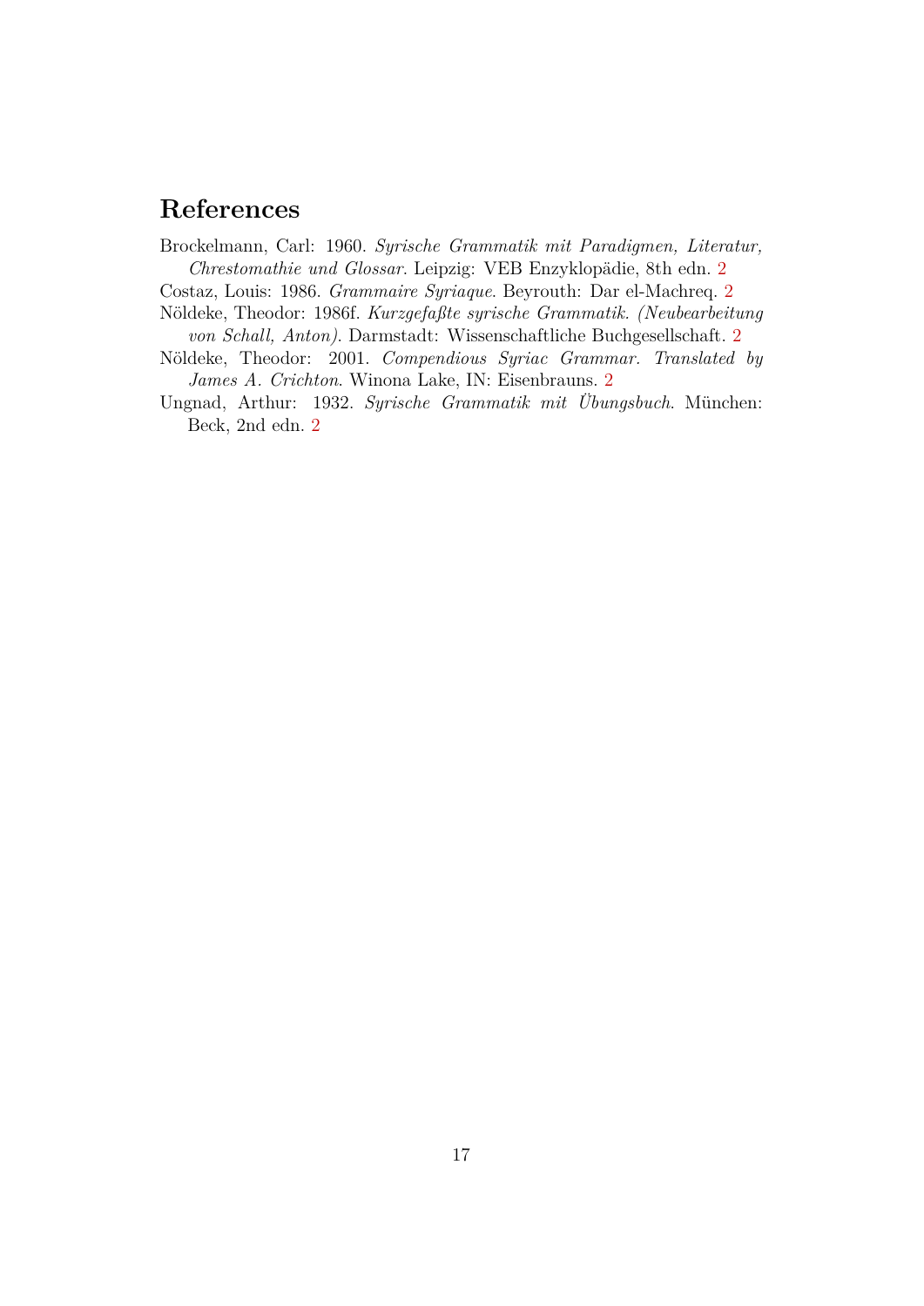# References

Brockelmann, Carl: 1960. *Syrische Grammatik mit Paradigmen, Literatur, Chrestomathie und Glossar*. Leipzig: VEB Enzyklopädie, 8th edn. 2

Costaz, Louis: 1986. *Grammaire Syriaque*. Beyrouth: Dar el-Machreq. 2

Nöldeke, Theodor: 1986f. *Kurzgefaßte syrische Grammatik. (Neubearbeitung von Schall, Anton)*. Darmstadt: Wissenschaftliche Buchgesellschaft. 2

Nöldeke, Theodor: 2001. *Compendious Syriac Grammar. Translated by James A. Crichton*. Winona Lake, IN: Eisenbrauns. 2

Ungnad, Arthur: 1932. *Syrische Grammatik mit Übungsbuch*. München: Beck, 2nd edn. 2